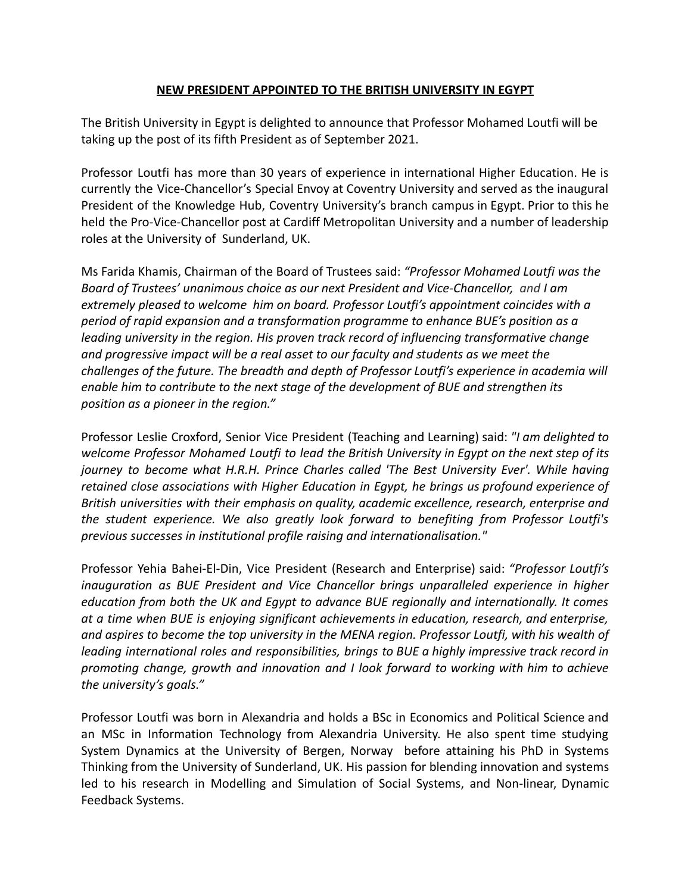# **NEW PRESIDENT APPOINTED TO THE BRITISH UNIVERSITY IN EGYPT**

The British University in Egypt is delighted to announce that Professor Mohamed Loutfi will be taking up the post of its fifth President as of September 2021.

Professor Loutfi has more than 30 years of experience in international Higher Education. He is currently the Vice-Chancellor's Special Envoy at Coventry University and served as the inaugural President of the Knowledge Hub, Coventry University's branch campus in Egypt. Prior to this he held the Pro-Vice-Chancellor post at Cardiff Metropolitan University and a number of leadership roles at the University of Sunderland, UK.

Ms Farida Khamis, Chairman of the Board of Trustees said: *"Professor Mohamed Loutfi was the Board of Trustees' unanimous choice as our next President and Vice-Chancellor, and I am extremely pleased to welcome him on board. Professor Loutfi's appointment coincides with a period of rapid expansion and a transformation programme to enhance BUE's position as a leading university in the region. His proven track record of influencing transformative change and progressive impact will be a real asset to our faculty and students as we meet the challenges of the future. The breadth and depth of Professor Loutfi's experience in academia will enable him to contribute to the next stage of the development of BUE and strengthen its position as a pioneer in the region."*

Professor Leslie Croxford, Senior Vice President (Teaching and Learning) said: *"I am delighted to welcome Professor Mohamed Loutfi to lead the British University in Egypt on the next step of its journey to become what H.R.H. Prince Charles called 'The Best University Ever'. While having retained close associations with Higher Education in Egypt, he brings us profound experience of British universities with their emphasis on quality, academic excellence, research, enterprise and the student experience. We also greatly look forward to benefiting from Professor Loutfi's previous successes in institutional profile raising and internationalisation."*

Professor Yehia Bahei-El-Din, Vice President (Research and Enterprise) said: *"Professor Loutfi's inauguration as BUE President and Vice Chancellor brings unparalleled experience in higher education from both the UK and Egypt to advance BUE regionally and internationally. It comes at a time when BUE is enjoying significant achievements in education, research, and enterprise, and aspires to become the top university in the MENA region. Professor Loutfi, with his wealth of leading international roles and responsibilities, brings to BUE a highly impressive track record in promoting change, growth and innovation and I look forward to working with him to achieve the university's goals."*

Professor Loutfi was born in Alexandria and holds a BSc in Economics and Political Science and an MSc in Information Technology from Alexandria University. He also spent time studying System Dynamics at the University of Bergen, Norway before attaining his PhD in Systems Thinking from the University of Sunderland, UK. His passion for blending innovation and systems led to his research in Modelling and Simulation of Social Systems, and Non-linear, Dynamic Feedback Systems.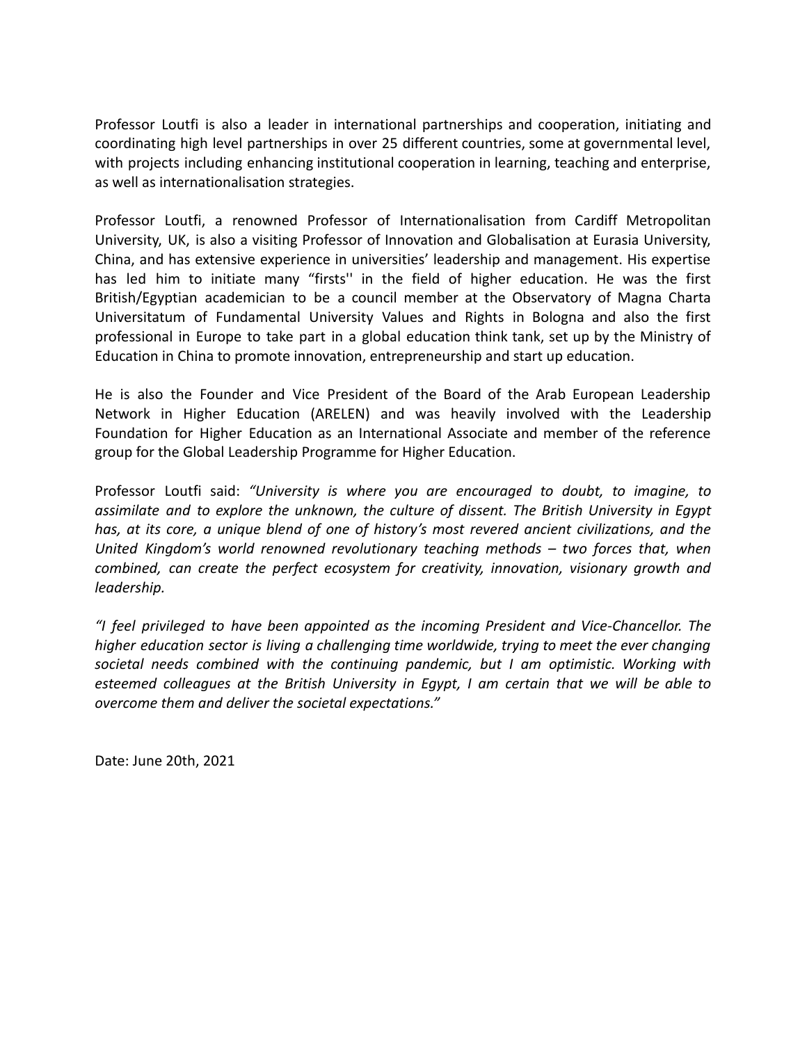Professor Loutfi is also a leader in international partnerships and cooperation, initiating and coordinating high level partnerships in over 25 different countries, some at governmental level, with projects including enhancing institutional cooperation in learning, teaching and enterprise, as well as internationalisation strategies.

Professor Loutfi, a renowned Professor of Internationalisation from Cardiff Metropolitan University, UK, is also a visiting Professor of Innovation and Globalisation at Eurasia University, China, and has extensive experience in universities' leadership and management. His expertise has led him to initiate many "firsts'' in the field of higher education. He was the first British/Egyptian academician to be a council member at the Observatory of Magna Charta Universitatum of Fundamental University Values and Rights in Bologna and also the first professional in Europe to take part in a global education think tank, set up by the Ministry of Education in China to promote innovation, entrepreneurship and start up education.

He is also the Founder and Vice President of the Board of the Arab European Leadership Network in Higher Education (ARELEN) and was heavily involved with the Leadership Foundation for Higher Education as an International Associate and member of the reference group for the Global Leadership Programme for Higher Education.

Professor Loutfi said: *"University is where you are encouraged to doubt, to imagine, to assimilate and to explore the unknown, the culture of dissent. The British University in Egypt has, at its core, a unique blend of one of history's most revered ancient civilizations, and the United Kingdom's world renowned revolutionary teaching methods – two forces that, when combined, can create the perfect ecosystem for creativity, innovation, visionary growth and leadership.*

*"I feel privileged to have been appointed as the incoming President and Vice-Chancellor. The higher education sector is living a challenging time worldwide, trying to meet the ever changing societal needs combined with the continuing pandemic, but I am optimistic. Working with esteemed colleagues at the British University in Egypt, I am certain that we will be able to overcome them and deliver the societal expectations."*

Date: June 20th, 2021